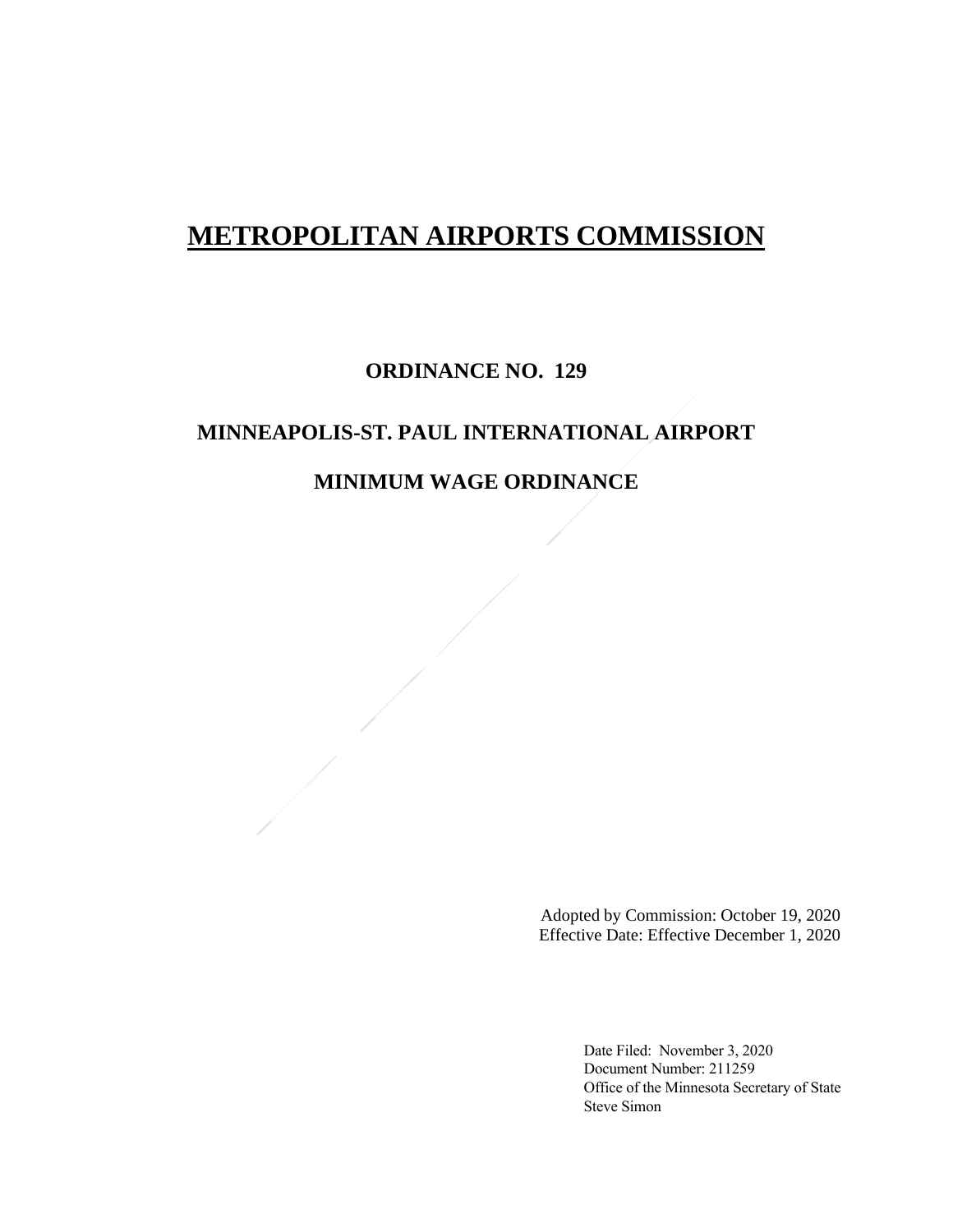# METROPOLITAN AIRPORTS COMMISSION

## ORDINANCE NO. 129

## MINNEAPOLIS-ST. PAUL INTERNATIONAL AIRPORT

## MINIMUM WAGE ORDINANCE

Adopted by Commission: October 19, 2020
Effective Date: Effective December 1, 2020

Date Filed: November 3, 2020
Document Number: 211259
Office of the Minnesota Secretary of State
Steve Simon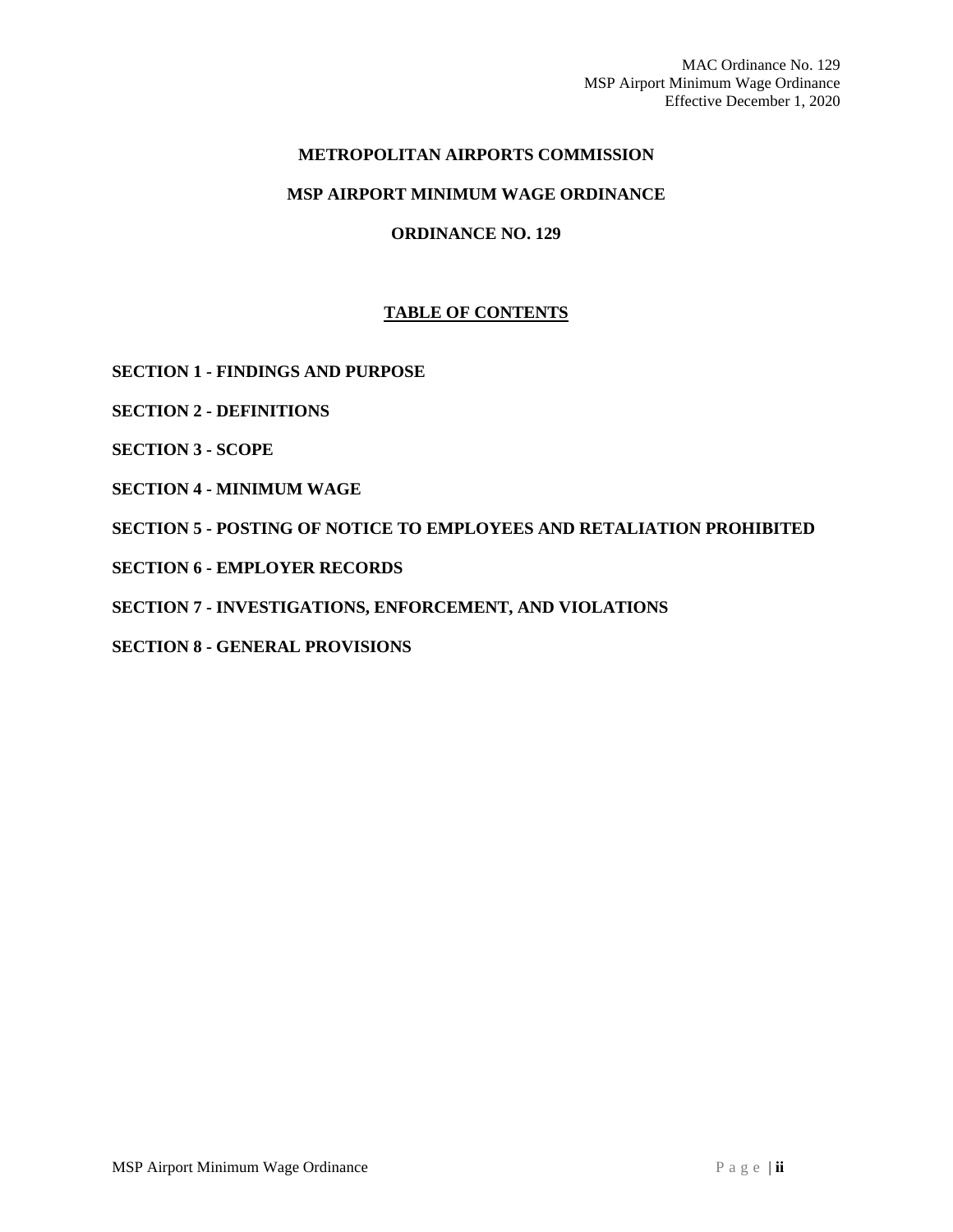# METROPOLITAN AIRPORTS COMMISSION

## MSP AIRPORT MINIMUM WAGE ORDINANCE

## ORDINANCE NO. 129

### TABLE OF CONTENTS

**SECTION 1 - FINDINGS AND PURPOSE**

**SECTION 2 - DEFINITIONS**

**SECTION 3 - SCOPE**

**SECTION 4 - MINIMUM WAGE**

**SECTION 5 - POSTING OF NOTICE TO EMPLOYEES AND RETALIATION PROHIBITED**

**SECTION 6 - EMPLOYER RECORDS**

**SECTION 7 - INVESTIGATIONS, ENFORCEMENT, AND VIOLATIONS**

**SECTION 8 - GENERAL PROVISIONS**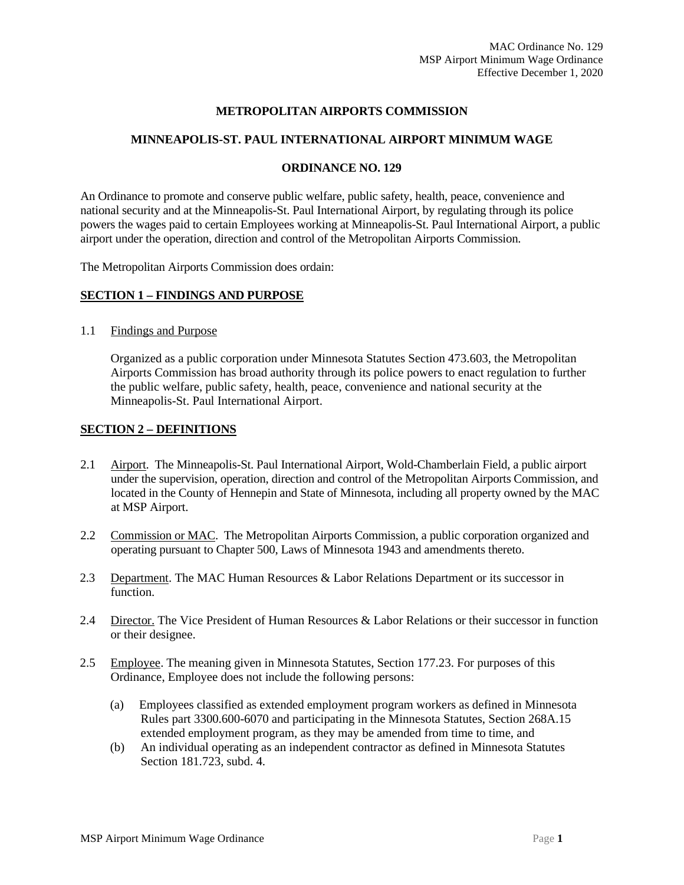# METROPOLITAN AIRPORTS COMMISSION

## MINNEAPOLIS-ST. PAUL INTERNATIONAL AIRPORT MINIMUM WAGE

## ORDINANCE NO. 129

An Ordinance to promote and conserve public welfare, public safety, health, peace, convenience and national security and at the Minneapolis-St. Paul International Airport, by regulating through its police powers the wages paid to certain Employees working at Minneapolis-St. Paul International Airport, a public airport under the operation, direction and control of the Metropolitan Airports Commission.

The Metropolitan Airports Commission does ordain:

### SECTION 1 – FINDINGS AND PURPOSE

1.1 Findings and Purpose

Organized as a public corporation under Minnesota Statutes Section 473.603, the Metropolitan Airports Commission has broad authority through its police powers to enact regulation to further the public welfare, public safety, health, peace, convenience and national security at the Minneapolis-St. Paul International Airport.

### SECTION 2 – DEFINITIONS

2.1 Airport. The Minneapolis-St. Paul International Airport, Wold-Chamberlain Field, a public airport under the supervision, operation, direction and control of the Metropolitan Airports Commission, and located in the County of Hennepin and State of Minnesota, including all property owned by the MAC at MSP Airport.

2.2 Commission or MAC. The Metropolitan Airports Commission, a public corporation organized and operating pursuant to Chapter 500, Laws of Minnesota 1943 and amendments thereto.

2.3 Department. The MAC Human Resources & Labor Relations Department or its successor in function.

2.4 Director. The Vice President of Human Resources & Labor Relations or their successor in function or their designee.

2.5 Employee. The meaning given in Minnesota Statutes, Section 177.23. For purposes of this Ordinance, Employee does not include the following persons:

(a) Employees classified as extended employment program workers as defined in Minnesota Rules part 3300.600-6070 and participating in the Minnesota Statutes, Section 268A.15 extended employment program, as they may be amended from time to time, and

(b) An individual operating as an independent contractor as defined in Minnesota Statutes Section 181.723, subd. 4.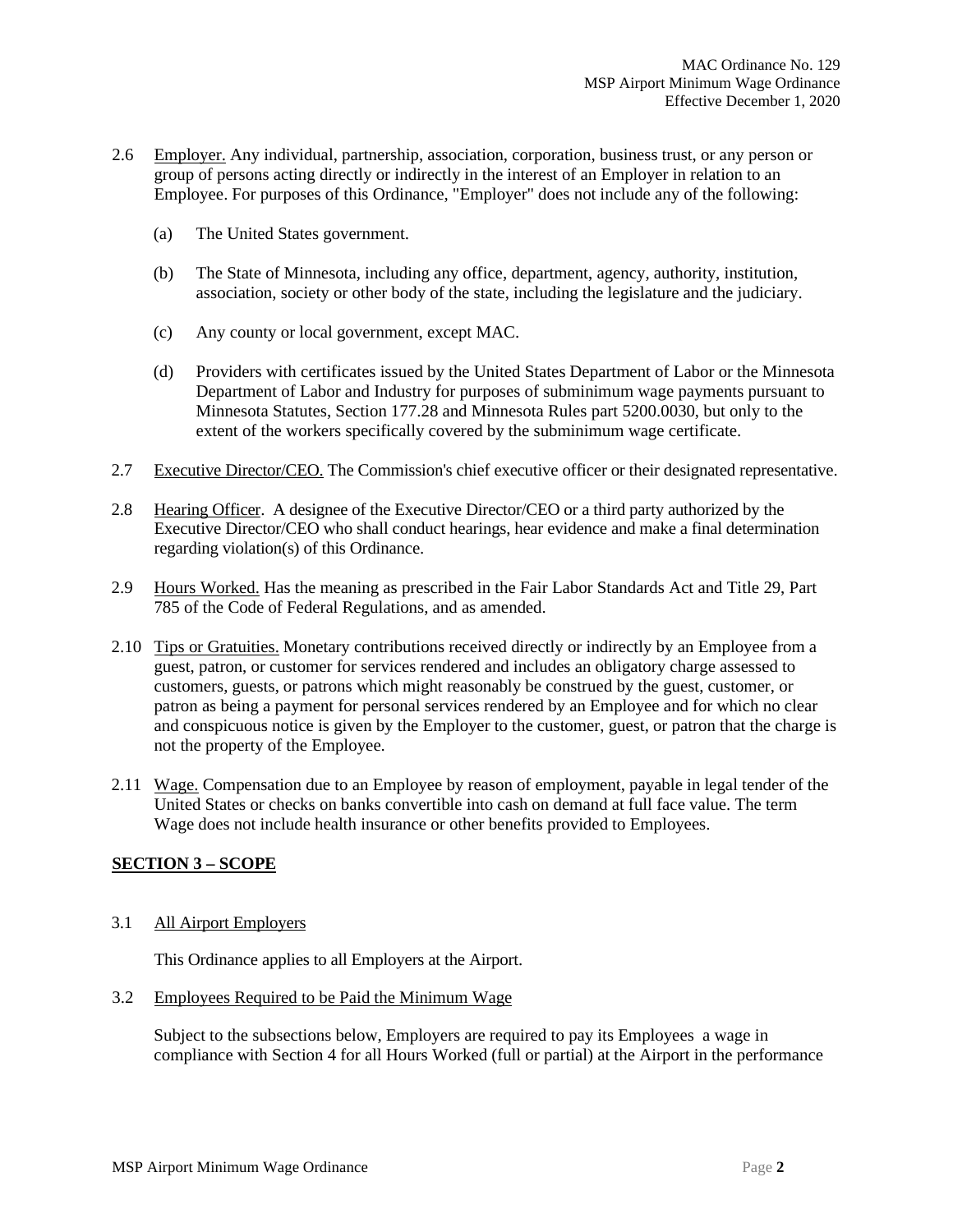2.6 Employer. Any individual, partnership, association, corporation, business trust, or any person or group of persons acting directly or indirectly in the interest of an Employer in relation to an Employee. For purposes of this Ordinance, "Employer" does not include any of the following:

(a) The United States government.

(b) The State of Minnesota, including any office, department, agency, authority, institution, association, society or other body of the state, including the legislature and the judiciary.

(c) Any county or local government, except MAC.

(d) Providers with certificates issued by the United States Department of Labor or the Minnesota Department of Labor and Industry for purposes of subminimum wage payments pursuant to Minnesota Statutes, Section 177.28 and Minnesota Rules part 5200.0030, but only to the extent of the workers specifically covered by the subminimum wage certificate.

2.7 Executive Director/CEO. The Commission's chief executive officer or their designated representative.

2.8 Hearing Officer. A designee of the Executive Director/CEO or a third party authorized by the Executive Director/CEO who shall conduct hearings, hear evidence and make a final determination regarding violation(s) of this Ordinance.

2.9 Hours Worked. Has the meaning as prescribed in the Fair Labor Standards Act and Title 29, Part 785 of the Code of Federal Regulations, and as amended.

2.10 Tips or Gratuities. Monetary contributions received directly or indirectly by an Employee from a guest, patron, or customer for services rendered and includes an obligatory charge assessed to customers, guests, or patrons which might reasonably be construed by the guest, customer, or patron as being a payment for personal services rendered by an Employee and for which no clear and conspicuous notice is given by the Employer to the customer, guest, or patron that the charge is not the property of the Employee.

2.11 Wage. Compensation due to an Employee by reason of employment, payable in legal tender of the United States or checks on banks convertible into cash on demand at full face value. The term Wage does not include health insurance or other benefits provided to Employees.

## SECTION 3 – SCOPE

3.1 All Airport Employers

This Ordinance applies to all Employers at the Airport.

3.2 Employees Required to be Paid the Minimum Wage

Subject to the subsections below, Employers are required to pay its Employees a wage in compliance with Section 4 for all Hours Worked (full or partial) at the Airport in the performance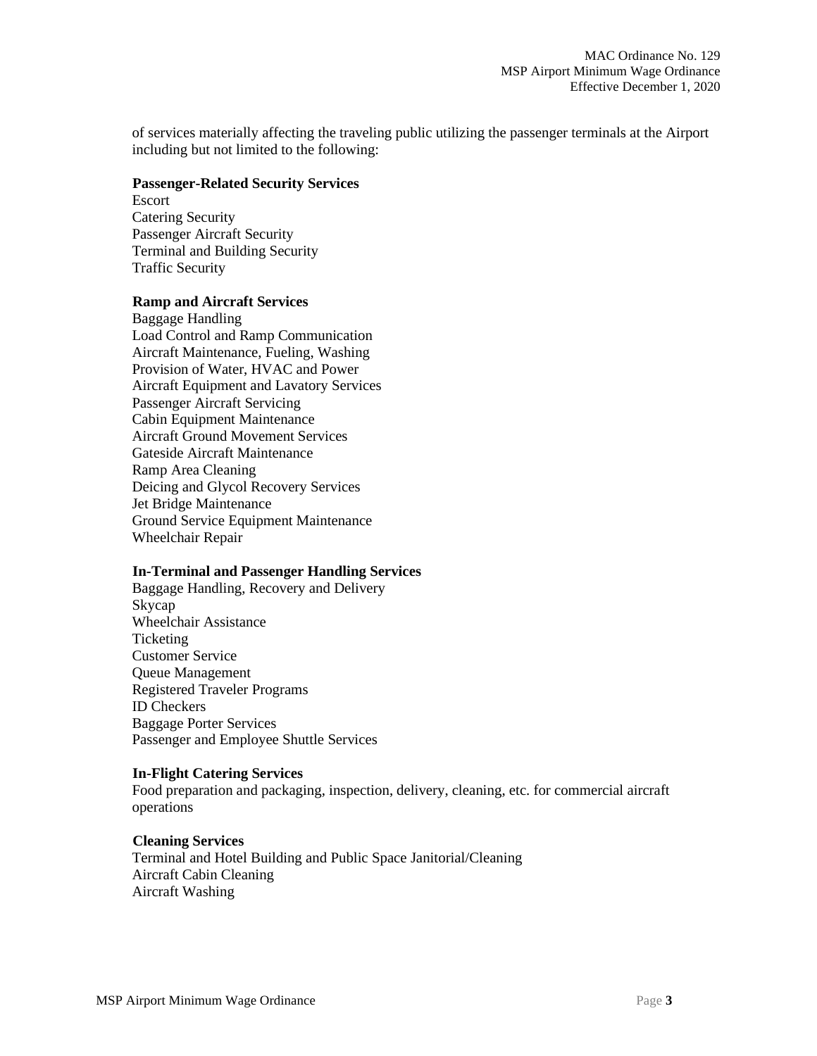of services materially affecting the traveling public utilizing the passenger terminals at the Airport including but not limited to the following:

**Passenger-Related Security Services**
Escort
Catering Security
Passenger Aircraft Security
Terminal and Building Security
Traffic Security

**Ramp and Aircraft Services**
Baggage Handling
Load Control and Ramp Communication
Aircraft Maintenance, Fueling, Washing
Provision of Water, HVAC and Power
Aircraft Equipment and Lavatory Services
Passenger Aircraft Servicing
Cabin Equipment Maintenance
Aircraft Ground Movement Services
Gateside Aircraft Maintenance
Ramp Area Cleaning
Deicing and Glycol Recovery Services
Jet Bridge Maintenance
Ground Service Equipment Maintenance
Wheelchair Repair

**In-Terminal and Passenger Handling Services**
Baggage Handling, Recovery and Delivery
Skycap
Wheelchair Assistance
Ticketing
Customer Service
Queue Management
Registered Traveler Programs
ID Checkers
Baggage Porter Services
Passenger and Employee Shuttle Services

**In-Flight Catering Services**
Food preparation and packaging, inspection, delivery, cleaning, etc. for commercial aircraft operations

**Cleaning Services**
Terminal and Hotel Building and Public Space Janitorial/Cleaning
Aircraft Cabin Cleaning
Aircraft Washing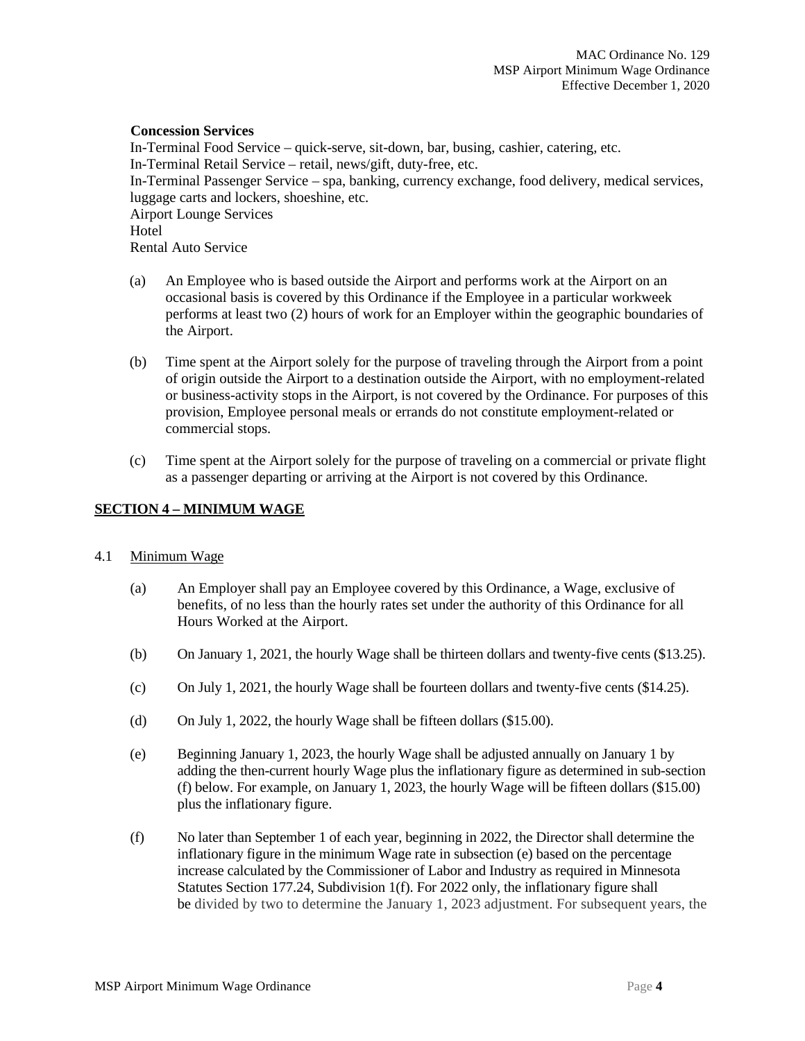**Concession Services**

In-Terminal Food Service – quick-serve, sit-down, bar, busing, cashier, catering, etc.
In-Terminal Retail Service – retail, news/gift, duty-free, etc.
In-Terminal Passenger Service – spa, banking, currency exchange, food delivery, medical services, luggage carts and lockers, shoeshine, etc.
Airport Lounge Services
Hotel
Rental Auto Service

(a) An Employee who is based outside the Airport and performs work at the Airport on an occasional basis is covered by this Ordinance if the Employee in a particular workweek performs at least two (2) hours of work for an Employer within the geographic boundaries of the Airport.

(b) Time spent at the Airport solely for the purpose of traveling through the Airport from a point of origin outside the Airport to a destination outside the Airport, with no employment-related or business-activity stops in the Airport, is not covered by the Ordinance. For purposes of this provision, Employee personal meals or errands do not constitute employment-related or commercial stops.

(c) Time spent at the Airport solely for the purpose of traveling on a commercial or private flight as a passenger departing or arriving at the Airport is not covered by this Ordinance.

## SECTION 4 – MINIMUM WAGE

4.1 Minimum Wage

(a) An Employer shall pay an Employee covered by this Ordinance, a Wage, exclusive of benefits, of no less than the hourly rates set under the authority of this Ordinance for all Hours Worked at the Airport.

(b) On January 1, 2021, the hourly Wage shall be thirteen dollars and twenty-five cents ($13.25).

(c) On July 1, 2021, the hourly Wage shall be fourteen dollars and twenty-five cents ($14.25).

(d) On July 1, 2022, the hourly Wage shall be fifteen dollars ($15.00).

(e) Beginning January 1, 2023, the hourly Wage shall be adjusted annually on January 1 by adding the then-current hourly Wage plus the inflationary figure as determined in sub-section (f) below. For example, on January 1, 2023, the hourly Wage will be fifteen dollars ($15.00) plus the inflationary figure.

(f) No later than September 1 of each year, beginning in 2022, the Director shall determine the inflationary figure in the minimum Wage rate in subsection (e) based on the percentage increase calculated by the Commissioner of Labor and Industry as required in Minnesota Statutes Section 177.24, Subdivision 1(f). For 2022 only, the inflationary figure shall be divided by two to determine the January 1, 2023 adjustment. For subsequent years, the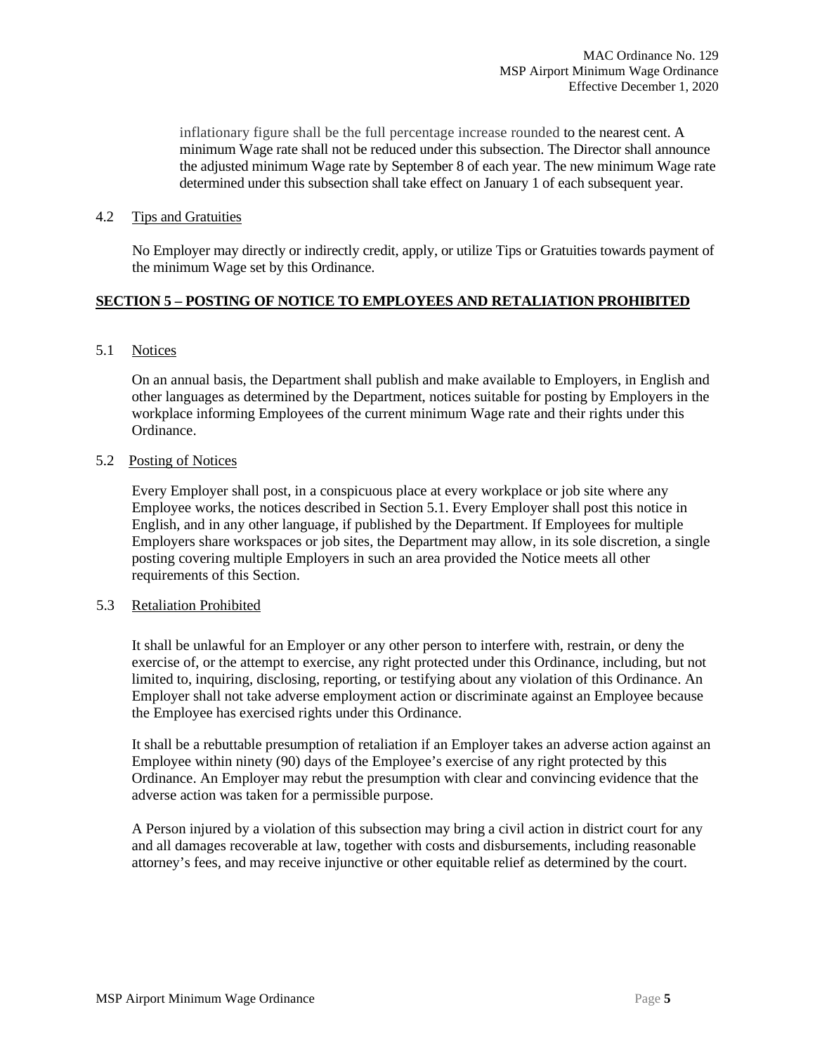inflationary figure shall be the full percentage increase rounded to the nearest cent. A minimum Wage rate shall not be reduced under this subsection. The Director shall announce the adjusted minimum Wage rate by September 8 of each year. The new minimum Wage rate determined under this subsection shall take effect on January 1 of each subsequent year.

4.2 Tips and Gratuities

No Employer may directly or indirectly credit, apply, or utilize Tips or Gratuities towards payment of the minimum Wage set by this Ordinance.

## SECTION 5 – POSTING OF NOTICE TO EMPLOYEES AND RETALIATION PROHIBITED

5.1 Notices

On an annual basis, the Department shall publish and make available to Employers, in English and other languages as determined by the Department, notices suitable for posting by Employers in the workplace informing Employees of the current minimum Wage rate and their rights under this Ordinance.

5.2 Posting of Notices

Every Employer shall post, in a conspicuous place at every workplace or job site where any Employee works, the notices described in Section 5.1. Every Employer shall post this notice in English, and in any other language, if published by the Department. If Employees for multiple Employers share workspaces or job sites, the Department may allow, in its sole discretion, a single posting covering multiple Employers in such an area provided the Notice meets all other requirements of this Section.

5.3 Retaliation Prohibited

It shall be unlawful for an Employer or any other person to interfere with, restrain, or deny the exercise of, or the attempt to exercise, any right protected under this Ordinance, including, but not limited to, inquiring, disclosing, reporting, or testifying about any violation of this Ordinance. An Employer shall not take adverse employment action or discriminate against an Employee because the Employee has exercised rights under this Ordinance.

It shall be a rebuttable presumption of retaliation if an Employer takes an adverse action against an Employee within ninety (90) days of the Employee's exercise of any right protected by this Ordinance. An Employer may rebut the presumption with clear and convincing evidence that the adverse action was taken for a permissible purpose.

A Person injured by a violation of this subsection may bring a civil action in district court for any and all damages recoverable at law, together with costs and disbursements, including reasonable attorney's fees, and may receive injunctive or other equitable relief as determined by the court.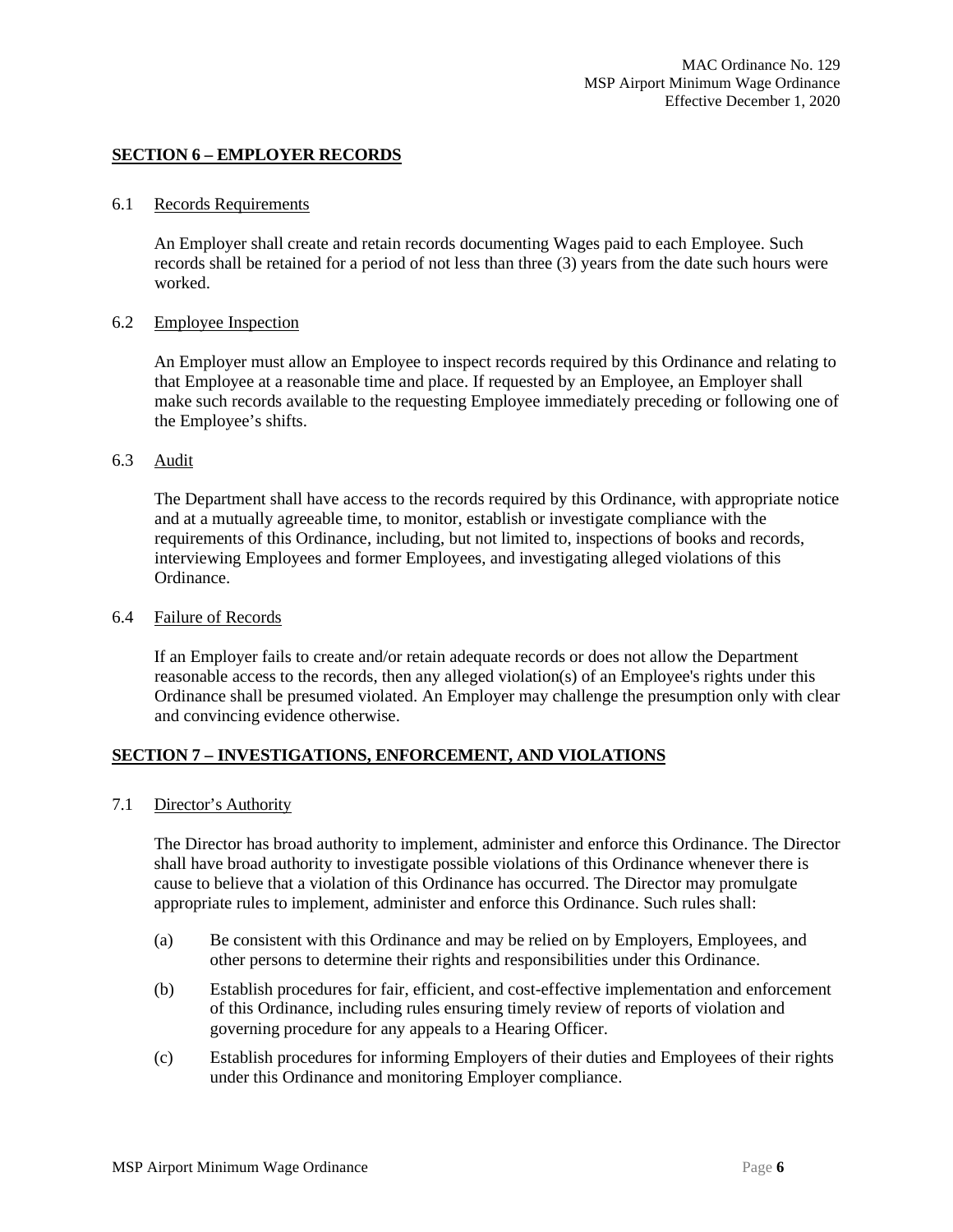## SECTION 6 – EMPLOYER RECORDS

6.1 Records Requirements

An Employer shall create and retain records documenting Wages paid to each Employee. Such records shall be retained for a period of not less than three (3) years from the date such hours were worked.

6.2 Employee Inspection

An Employer must allow an Employee to inspect records required by this Ordinance and relating to that Employee at a reasonable time and place. If requested by an Employee, an Employer shall make such records available to the requesting Employee immediately preceding or following one of the Employee's shifts.

6.3 Audit

The Department shall have access to the records required by this Ordinance, with appropriate notice and at a mutually agreeable time, to monitor, establish or investigate compliance with the requirements of this Ordinance, including, but not limited to, inspections of books and records, interviewing Employees and former Employees, and investigating alleged violations of this Ordinance.

6.4 Failure of Records

If an Employer fails to create and/or retain adequate records or does not allow the Department reasonable access to the records, then any alleged violation(s) of an Employee's rights under this Ordinance shall be presumed violated. An Employer may challenge the presumption only with clear and convincing evidence otherwise.

## SECTION 7 – INVESTIGATIONS, ENFORCEMENT, AND VIOLATIONS

7.1 Director's Authority

The Director has broad authority to implement, administer and enforce this Ordinance. The Director shall have broad authority to investigate possible violations of this Ordinance whenever there is cause to believe that a violation of this Ordinance has occurred. The Director may promulgate appropriate rules to implement, administer and enforce this Ordinance. Such rules shall:

(a) Be consistent with this Ordinance and may be relied on by Employers, Employees, and other persons to determine their rights and responsibilities under this Ordinance.

(b) Establish procedures for fair, efficient, and cost-effective implementation and enforcement of this Ordinance, including rules ensuring timely review of reports of violation and governing procedure for any appeals to a Hearing Officer.

(c) Establish procedures for informing Employers of their duties and Employees of their rights under this Ordinance and monitoring Employer compliance.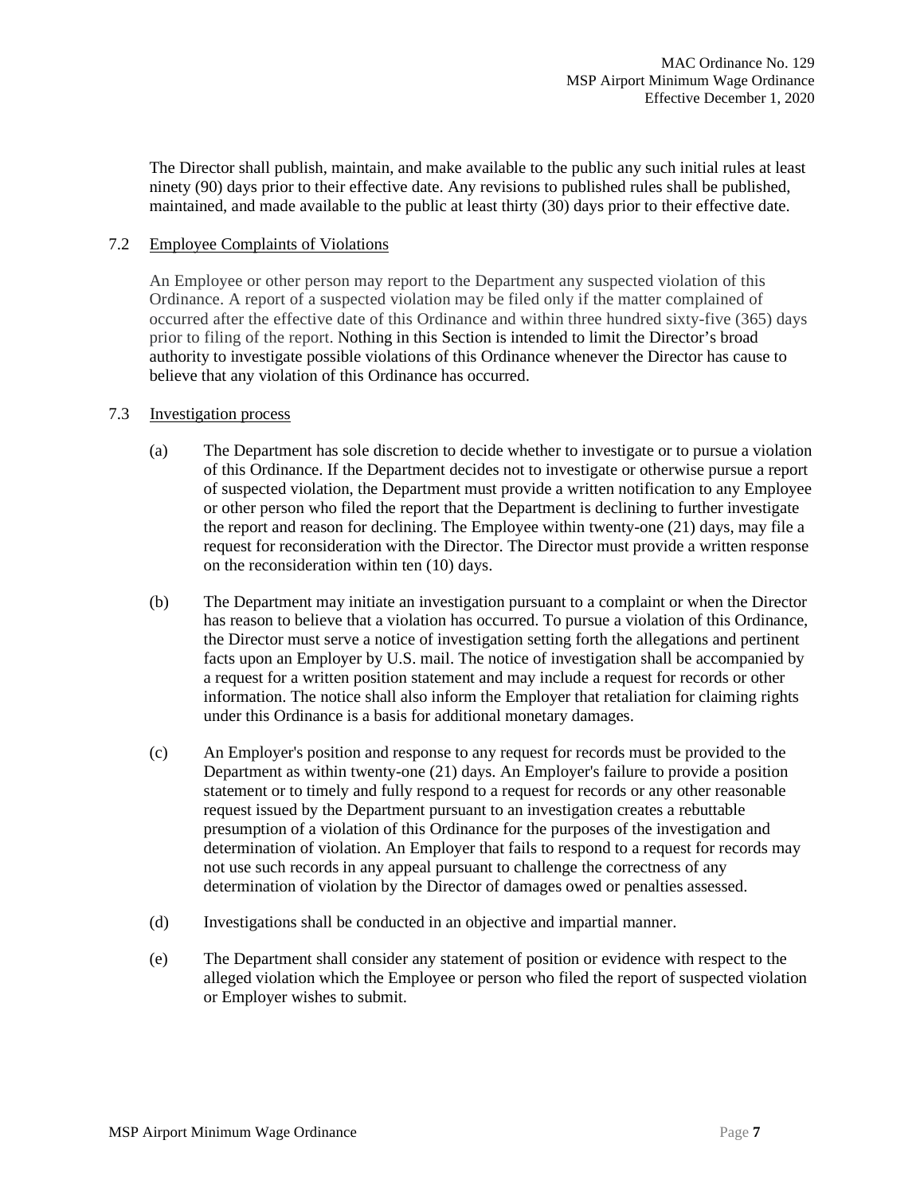The Director shall publish, maintain, and make available to the public any such initial rules at least ninety (90) days prior to their effective date. Any revisions to published rules shall be published, maintained, and made available to the public at least thirty (30) days prior to their effective date.

### 7.2 Employee Complaints of Violations

An Employee or other person may report to the Department any suspected violation of this Ordinance. A report of a suspected violation may be filed only if the matter complained of occurred after the effective date of this Ordinance and within three hundred sixty-five (365) days prior to filing of the report. Nothing in this Section is intended to limit the Director's broad authority to investigate possible violations of this Ordinance whenever the Director has cause to believe that any violation of this Ordinance has occurred.

### 7.3 Investigation process

(a) The Department has sole discretion to decide whether to investigate or to pursue a violation of this Ordinance. If the Department decides not to investigate or otherwise pursue a report of suspected violation, the Department must provide a written notification to any Employee or other person who filed the report that the Department is declining to further investigate the report and reason for declining. The Employee within twenty-one (21) days, may file a request for reconsideration with the Director. The Director must provide a written response on the reconsideration within ten (10) days.

(b) The Department may initiate an investigation pursuant to a complaint or when the Director has reason to believe that a violation has occurred. To pursue a violation of this Ordinance, the Director must serve a notice of investigation setting forth the allegations and pertinent facts upon an Employer by U.S. mail. The notice of investigation shall be accompanied by a request for a written position statement and may include a request for records or other information. The notice shall also inform the Employer that retaliation for claiming rights under this Ordinance is a basis for additional monetary damages.

(c) An Employer's position and response to any request for records must be provided to the Department as within twenty-one (21) days. An Employer's failure to provide a position statement or to timely and fully respond to a request for records or any other reasonable request issued by the Department pursuant to an investigation creates a rebuttable presumption of a violation of this Ordinance for the purposes of the investigation and determination of violation. An Employer that fails to respond to a request for records may not use such records in any appeal pursuant to challenge the correctness of any determination of violation by the Director of damages owed or penalties assessed.

(d) Investigations shall be conducted in an objective and impartial manner.

(e) The Department shall consider any statement of position or evidence with respect to the alleged violation which the Employee or person who filed the report of suspected violation or Employer wishes to submit.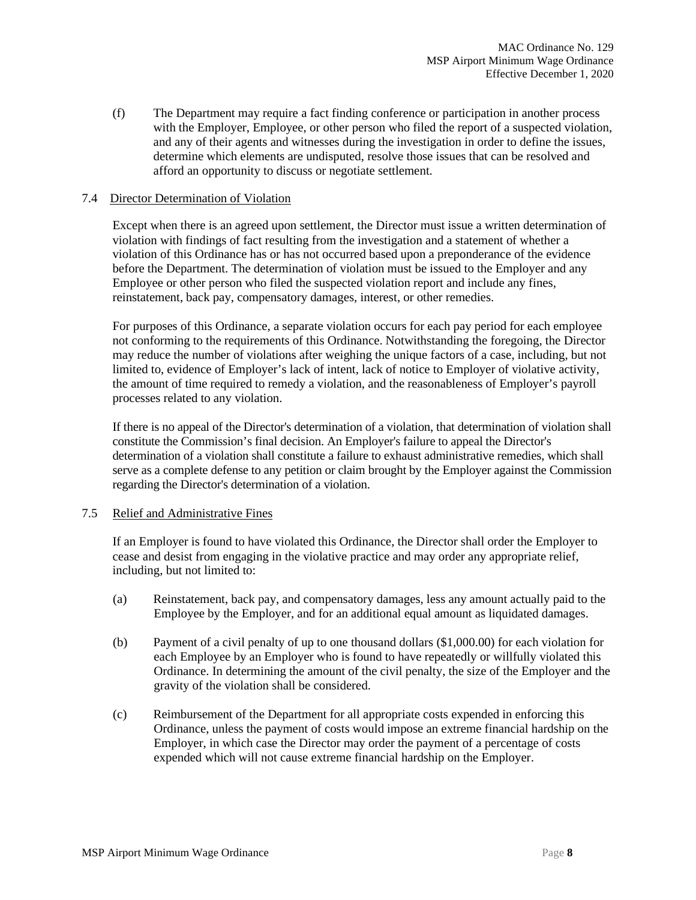(f) The Department may require a fact finding conference or participation in another process with the Employer, Employee, or other person who filed the report of a suspected violation, and any of their agents and witnesses during the investigation in order to define the issues, determine which elements are undisputed, resolve those issues that can be resolved and afford an opportunity to discuss or negotiate settlement.

### 7.4 Director Determination of Violation

Except when there is an agreed upon settlement, the Director must issue a written determination of violation with findings of fact resulting from the investigation and a statement of whether a violation of this Ordinance has or has not occurred based upon a preponderance of the evidence before the Department. The determination of violation must be issued to the Employer and any Employee or other person who filed the suspected violation report and include any fines, reinstatement, back pay, compensatory damages, interest, or other remedies.

For purposes of this Ordinance, a separate violation occurs for each pay period for each employee not conforming to the requirements of this Ordinance. Notwithstanding the foregoing, the Director may reduce the number of violations after weighing the unique factors of a case, including, but not limited to, evidence of Employer's lack of intent, lack of notice to Employer of violative activity, the amount of time required to remedy a violation, and the reasonableness of Employer's payroll processes related to any violation.

If there is no appeal of the Director's determination of a violation, that determination of violation shall constitute the Commission's final decision. An Employer's failure to appeal the Director's determination of a violation shall constitute a failure to exhaust administrative remedies, which shall serve as a complete defense to any petition or claim brought by the Employer against the Commission regarding the Director's determination of a violation.

### 7.5 Relief and Administrative Fines

If an Employer is found to have violated this Ordinance, the Director shall order the Employer to cease and desist from engaging in the violative practice and may order any appropriate relief, including, but not limited to:

(a) Reinstatement, back pay, and compensatory damages, less any amount actually paid to the Employee by the Employer, and for an additional equal amount as liquidated damages.

(b) Payment of a civil penalty of up to one thousand dollars ($1,000.00) for each violation for each Employee by an Employer who is found to have repeatedly or willfully violated this Ordinance. In determining the amount of the civil penalty, the size of the Employer and the gravity of the violation shall be considered.

(c) Reimbursement of the Department for all appropriate costs expended in enforcing this Ordinance, unless the payment of costs would impose an extreme financial hardship on the Employer, in which case the Director may order the payment of a percentage of costs expended which will not cause extreme financial hardship on the Employer.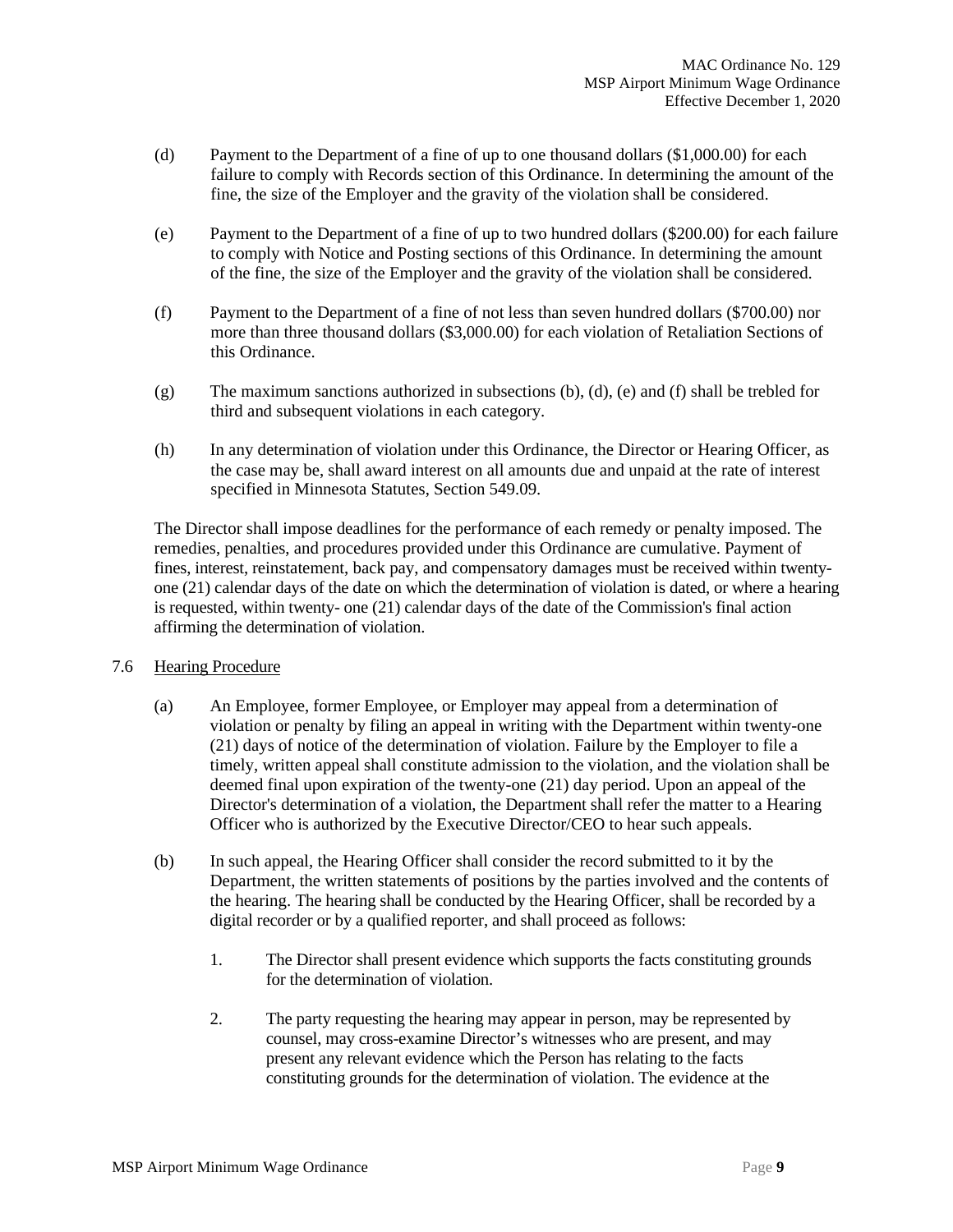(d) Payment to the Department of a fine of up to one thousand dollars ($1,000.00) for each failure to comply with Records section of this Ordinance. In determining the amount of the fine, the size of the Employer and the gravity of the violation shall be considered.

(e) Payment to the Department of a fine of up to two hundred dollars ($200.00) for each failure to comply with Notice and Posting sections of this Ordinance. In determining the amount of the fine, the size of the Employer and the gravity of the violation shall be considered.

(f) Payment to the Department of a fine of not less than seven hundred dollars ($700.00) nor more than three thousand dollars ($3,000.00) for each violation of Retaliation Sections of this Ordinance.

(g) The maximum sanctions authorized in subsections (b), (d), (e) and (f) shall be trebled for third and subsequent violations in each category.

(h) In any determination of violation under this Ordinance, the Director or Hearing Officer, as the case may be, shall award interest on all amounts due and unpaid at the rate of interest specified in Minnesota Statutes, Section 549.09.

The Director shall impose deadlines for the performance of each remedy or penalty imposed. The remedies, penalties, and procedures provided under this Ordinance are cumulative. Payment of fines, interest, reinstatement, back pay, and compensatory damages must be received within twenty-one (21) calendar days of the date on which the determination of violation is dated, or where a hearing is requested, within twenty- one (21) calendar days of the date of the Commission's final action affirming the determination of violation.

7.6 Hearing Procedure

(a) An Employee, former Employee, or Employer may appeal from a determination of violation or penalty by filing an appeal in writing with the Department within twenty-one (21) days of notice of the determination of violation. Failure by the Employer to file a timely, written appeal shall constitute admission to the violation, and the violation shall be deemed final upon expiration of the twenty-one (21) day period. Upon an appeal of the Director's determination of a violation, the Department shall refer the matter to a Hearing Officer who is authorized by the Executive Director/CEO to hear such appeals.

(b) In such appeal, the Hearing Officer shall consider the record submitted to it by the Department, the written statements of positions by the parties involved and the contents of the hearing. The hearing shall be conducted by the Hearing Officer, shall be recorded by a digital recorder or by a qualified reporter, and shall proceed as follows:

1. The Director shall present evidence which supports the facts constituting grounds for the determination of violation.

2. The party requesting the hearing may appear in person, may be represented by counsel, may cross-examine Director's witnesses who are present, and may present any relevant evidence which the Person has relating to the facts constituting grounds for the determination of violation. The evidence at the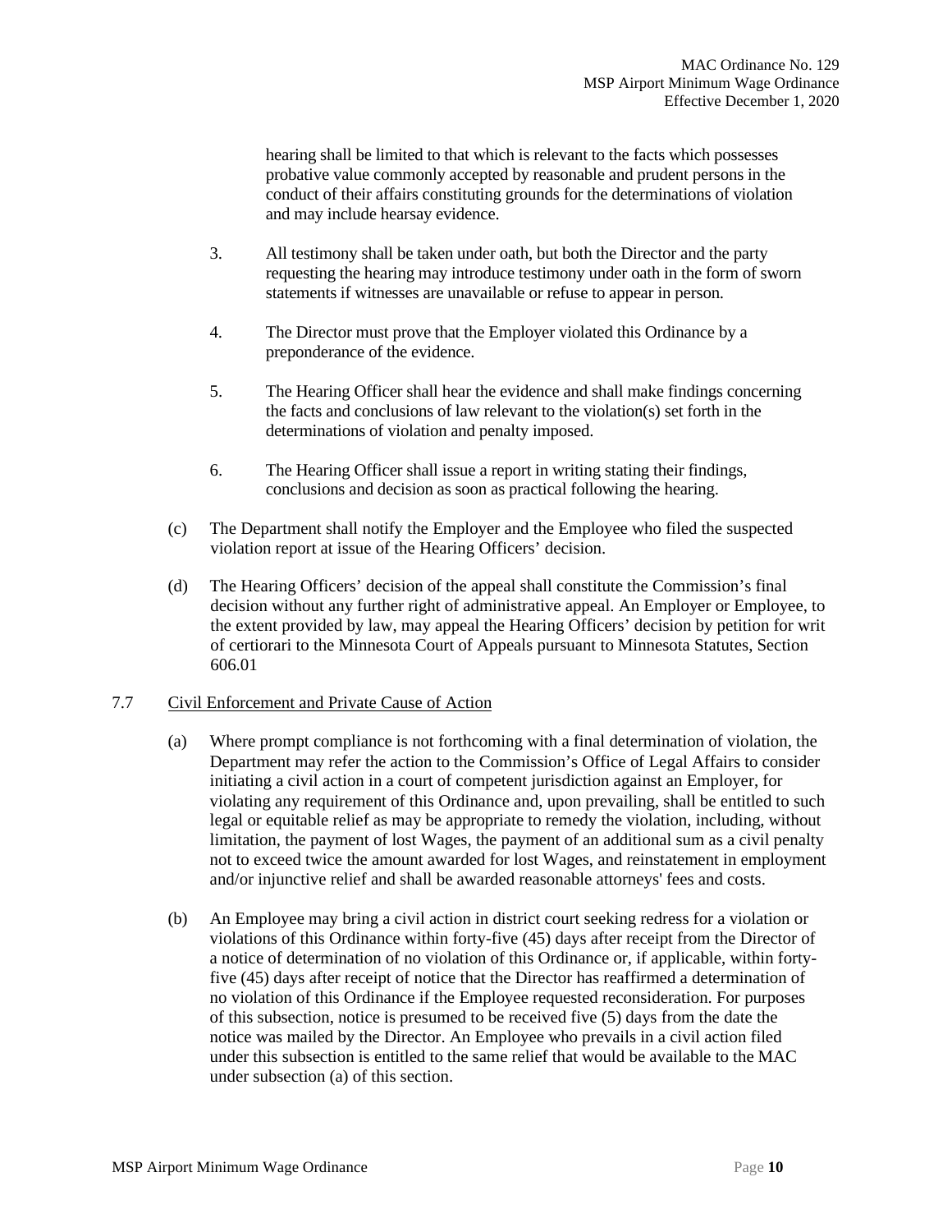hearing shall be limited to that which is relevant to the facts which possesses probative value commonly accepted by reasonable and prudent persons in the conduct of their affairs constituting grounds for the determinations of violation and may include hearsay evidence.

3. All testimony shall be taken under oath, but both the Director and the party requesting the hearing may introduce testimony under oath in the form of sworn statements if witnesses are unavailable or refuse to appear in person.

4. The Director must prove that the Employer violated this Ordinance by a preponderance of the evidence.

5. The Hearing Officer shall hear the evidence and shall make findings concerning the facts and conclusions of law relevant to the violation(s) set forth in the determinations of violation and penalty imposed.

6. The Hearing Officer shall issue a report in writing stating their findings, conclusions and decision as soon as practical following the hearing.

(c) The Department shall notify the Employer and the Employee who filed the suspected violation report at issue of the Hearing Officers' decision.

(d) The Hearing Officers' decision of the appeal shall constitute the Commission's final decision without any further right of administrative appeal. An Employer or Employee, to the extent provided by law, may appeal the Hearing Officers' decision by petition for writ of certiorari to the Minnesota Court of Appeals pursuant to Minnesota Statutes, Section 606.01

7.7 Civil Enforcement and Private Cause of Action

(a) Where prompt compliance is not forthcoming with a final determination of violation, the Department may refer the action to the Commission's Office of Legal Affairs to consider initiating a civil action in a court of competent jurisdiction against an Employer, for violating any requirement of this Ordinance and, upon prevailing, shall be entitled to such legal or equitable relief as may be appropriate to remedy the violation, including, without limitation, the payment of lost Wages, the payment of an additional sum as a civil penalty not to exceed twice the amount awarded for lost Wages, and reinstatement in employment and/or injunctive relief and shall be awarded reasonable attorneys' fees and costs.

(b) An Employee may bring a civil action in district court seeking redress for a violation or violations of this Ordinance within forty-five (45) days after receipt from the Director of a notice of determination of no violation of this Ordinance or, if applicable, within forty-five (45) days after receipt of notice that the Director has reaffirmed a determination of no violation of this Ordinance if the Employee requested reconsideration. For purposes of this subsection, notice is presumed to be received five (5) days from the date the notice was mailed by the Director. An Employee who prevails in a civil action filed under this subsection is entitled to the same relief that would be available to the MAC under subsection (a) of this section.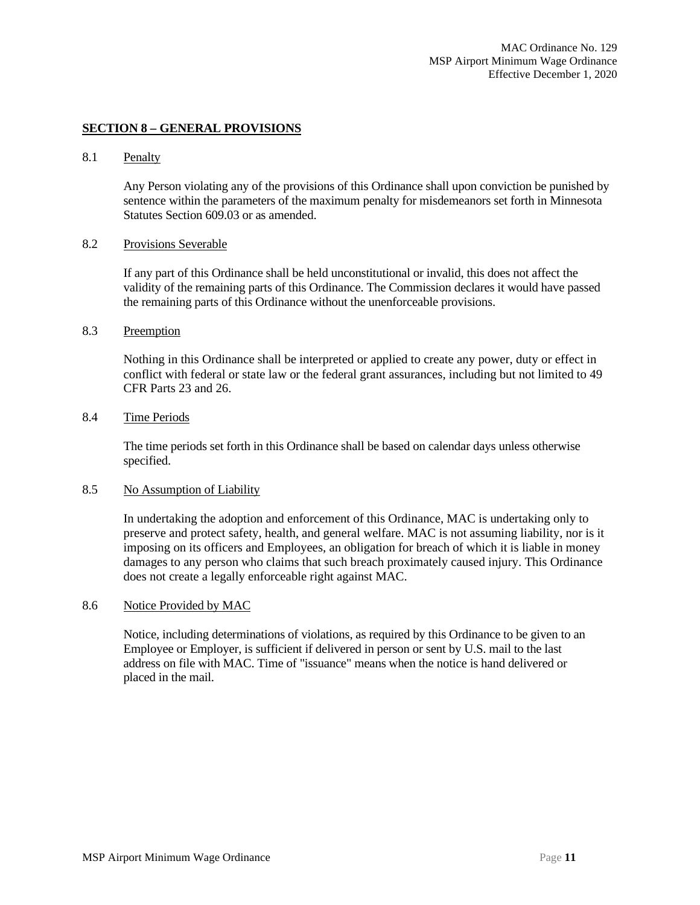## SECTION 8 – GENERAL PROVISIONS

8.1 Penalty

Any Person violating any of the provisions of this Ordinance shall upon conviction be punished by sentence within the parameters of the maximum penalty for misdemeanors set forth in Minnesota Statutes Section 609.03 or as amended.

8.2 Provisions Severable

If any part of this Ordinance shall be held unconstitutional or invalid, this does not affect the validity of the remaining parts of this Ordinance. The Commission declares it would have passed the remaining parts of this Ordinance without the unenforceable provisions.

8.3 Preemption

Nothing in this Ordinance shall be interpreted or applied to create any power, duty or effect in conflict with federal or state law or the federal grant assurances, including but not limited to 49 CFR Parts 23 and 26.

8.4 Time Periods

The time periods set forth in this Ordinance shall be based on calendar days unless otherwise specified.

8.5 No Assumption of Liability

In undertaking the adoption and enforcement of this Ordinance, MAC is undertaking only to preserve and protect safety, health, and general welfare. MAC is not assuming liability, nor is it imposing on its officers and Employees, an obligation for breach of which it is liable in money damages to any person who claims that such breach proximately caused injury. This Ordinance does not create a legally enforceable right against MAC.

8.6 Notice Provided by MAC

Notice, including determinations of violations, as required by this Ordinance to be given to an Employee or Employer, is sufficient if delivered in person or sent by U.S. mail to the last address on file with MAC. Time of "issuance" means when the notice is hand delivered or placed in the mail.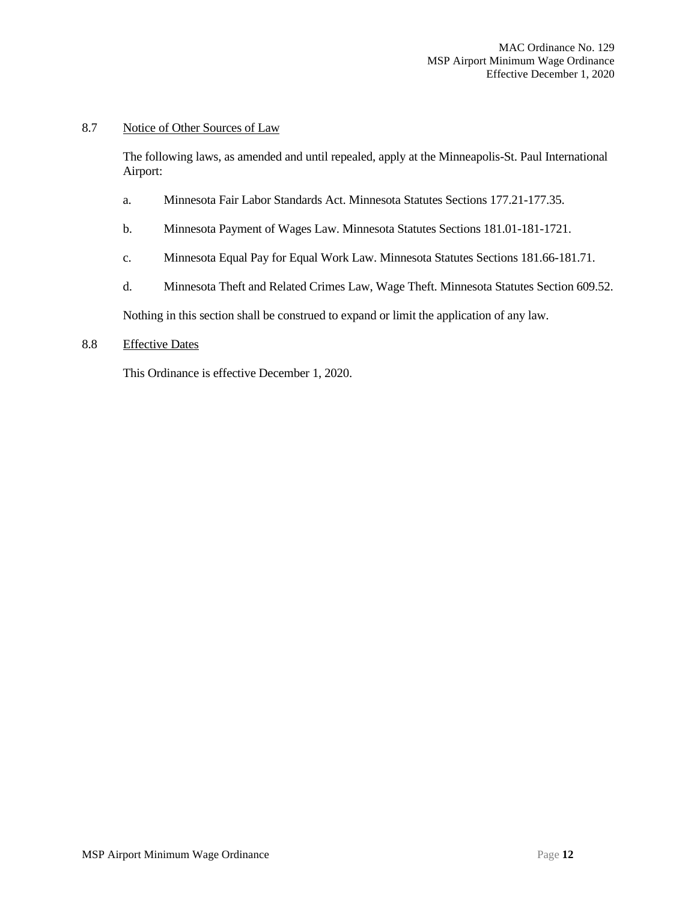8.7 Notice of Other Sources of Law

The following laws, as amended and until repealed, apply at the Minneapolis-St. Paul International Airport:

a. Minnesota Fair Labor Standards Act. Minnesota Statutes Sections 177.21-177.35.

b. Minnesota Payment of Wages Law. Minnesota Statutes Sections 181.01-181-1721.

c. Minnesota Equal Pay for Equal Work Law. Minnesota Statutes Sections 181.66-181.71.

d. Minnesota Theft and Related Crimes Law, Wage Theft. Minnesota Statutes Section 609.52.

Nothing in this section shall be construed to expand or limit the application of any law.

8.8 Effective Dates

This Ordinance is effective December 1, 2020.